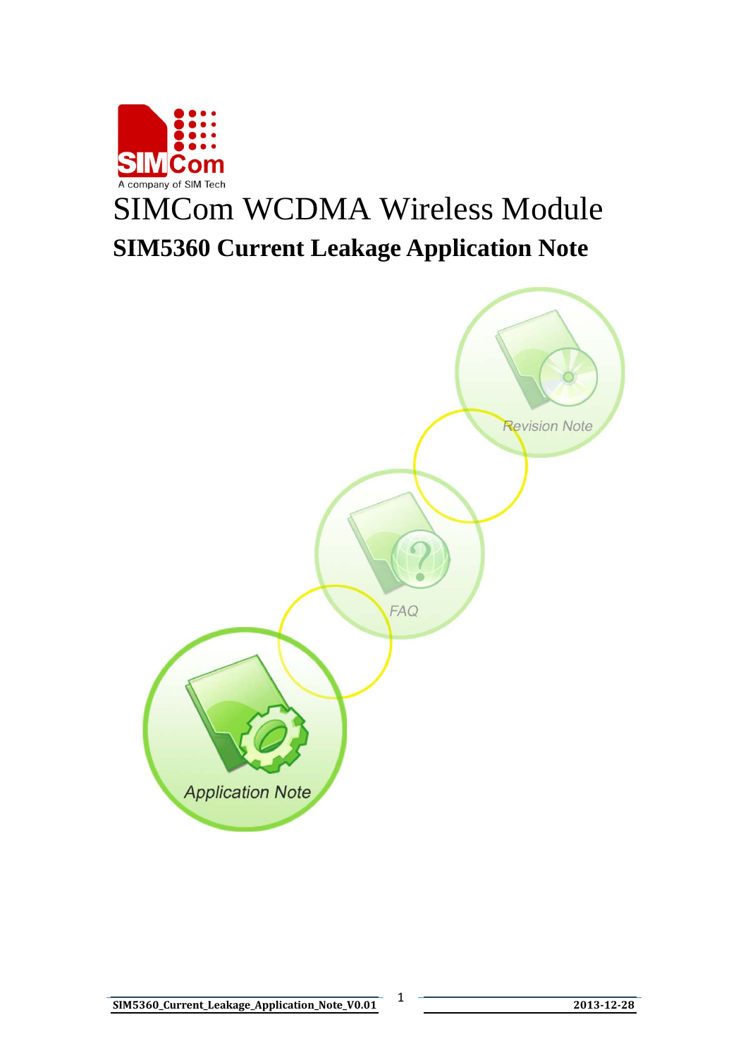# SIMCom WCDMA Wireless Module

## SIM5360 Current Leakage Application Note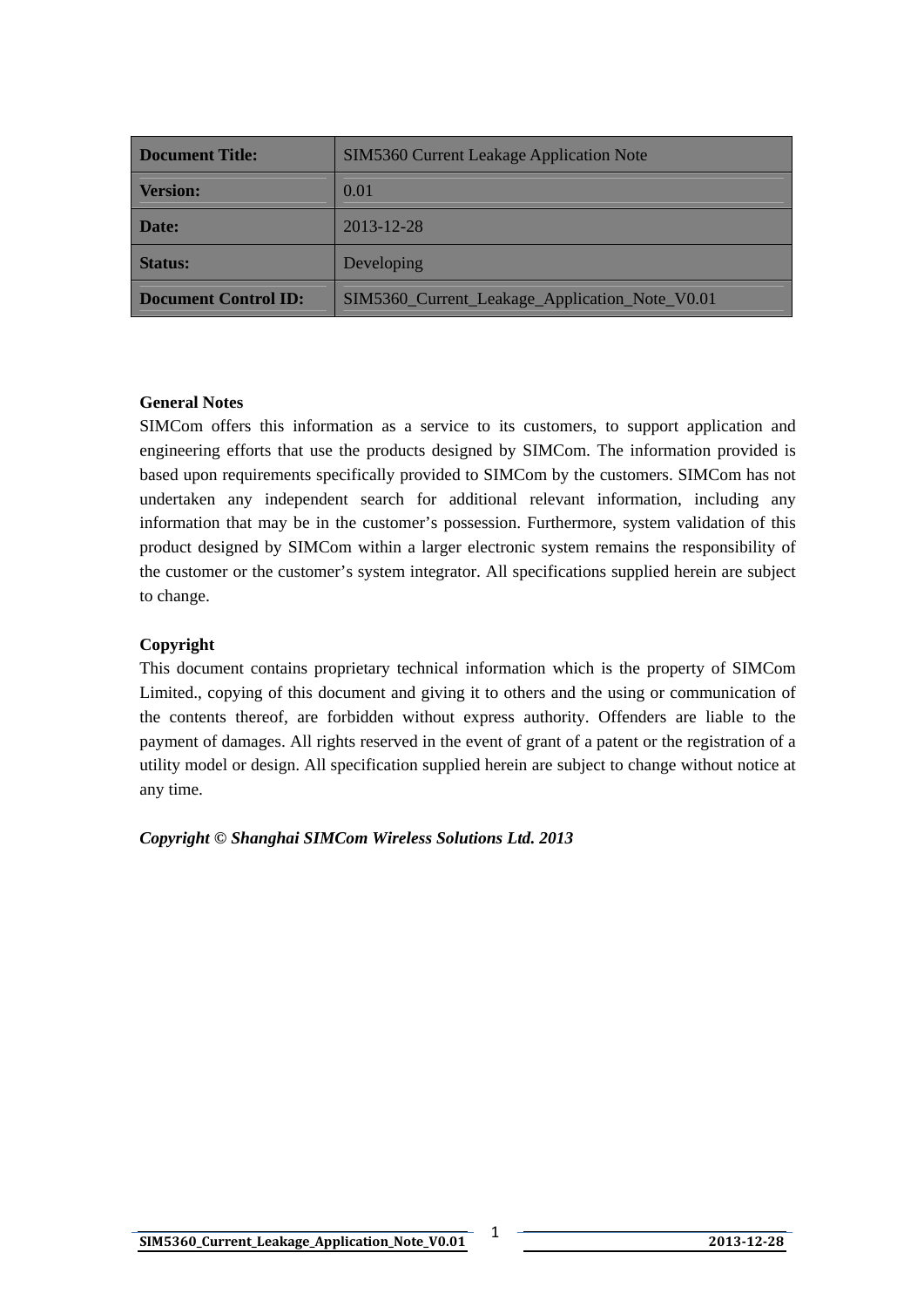| Document Title: | SIM5360 Current Leakage Application Note |
|---|---|
| Version: | 0.01 |
| Date: | 2013-12-28 |
| Status: | Developing |
| Document Control ID: | SIM5360_Current_Leakage_Application_Note_V0.01 |

**General Notes**

SIMCom offers this information as a service to its customers, to support application and engineering efforts that use the products designed by SIMCom. The information provided is based upon requirements specifically provided to SIMCom by the customers. SIMCom has not undertaken any independent search for additional relevant information, including any information that may be in the customer's possession. Furthermore, system validation of this product designed by SIMCom within a larger electronic system remains the responsibility of the customer or the customer's system integrator. All specifications supplied herein are subject to change.

**Copyright**

This document contains proprietary technical information which is the property of SIMCom Limited., copying of this document and giving it to others and the using or communication of the contents thereof, are forbidden without express authority. Offenders are liable to the payment of damages. All rights reserved in the event of grant of a patent or the registration of a utility model or design. All specification supplied herein are subject to change without notice at any time.

***Copyright © Shanghai SIMCom Wireless Solutions Ltd. 2013***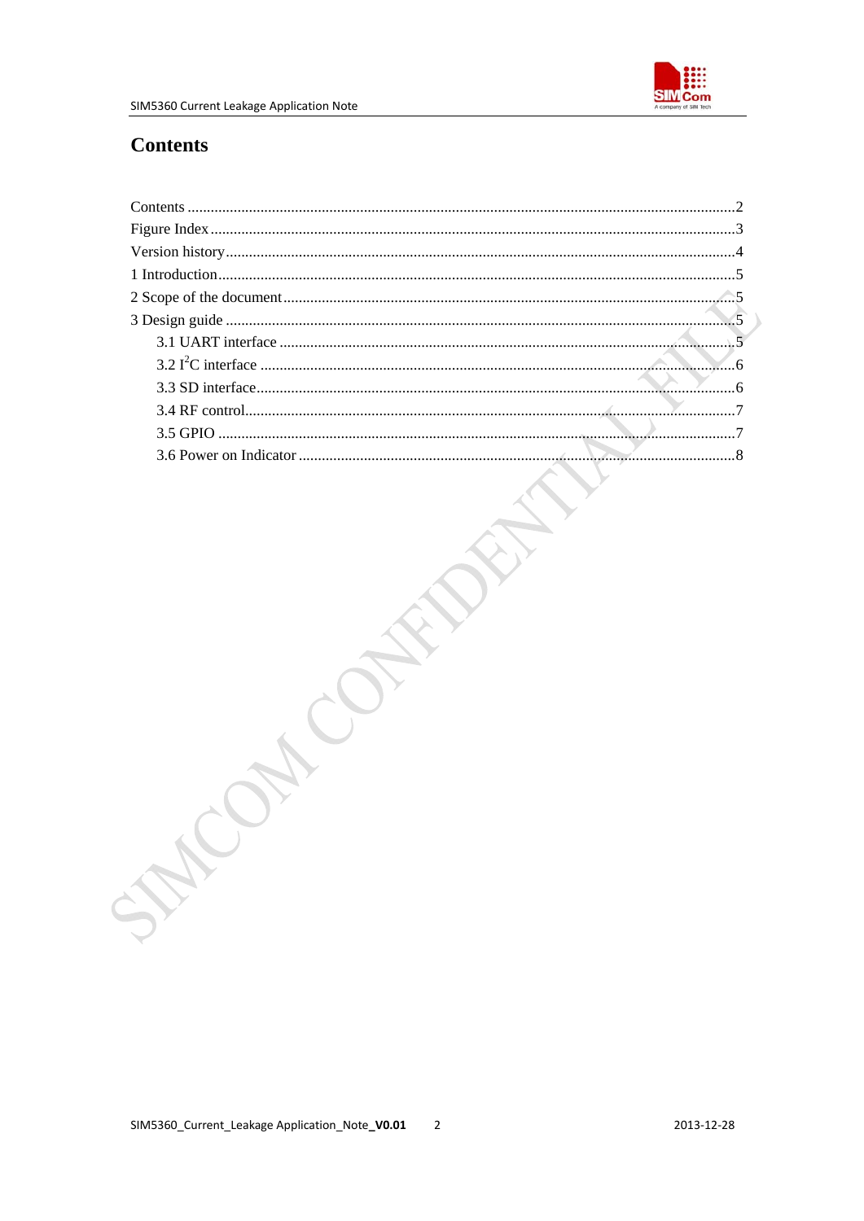# Contents

Contents ........................................................................................................................................2
Figure Index ...................................................................................................................................3
Version history ...............................................................................................................................4
1 Introduction ................................................................................................................................5
2 Scope of the document ...............................................................................................................5
3 Design guide ...............................................................................................................................5
  3.1 UART interface .....................................................................................................................5
  3.2 $I^2C$ interface ......................................................................................................................6
  3.3 SD interface ..........................................................................................................................6
  3.4 RF control..............................................................................................................................7
  3.5 GPIO ......................................................................................................................................7
  3.6 Power on Indicator ................................................................................................................8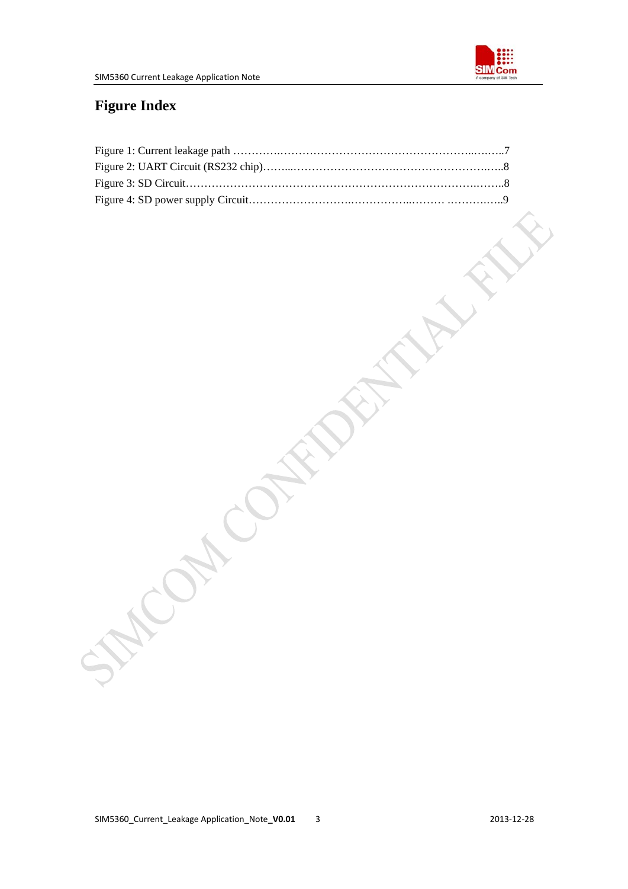# Figure Index

Figure 1: Current leakage path ……………………………………………………………..……..7

Figure 2: UART Circuit (RS232 chip)……...…………………………………………………..…..8

Figure 3: SD Circuit……………………………………………………………………………..……..8

Figure 4: SD power supply Circuit……………………….……………...……… ………….…..9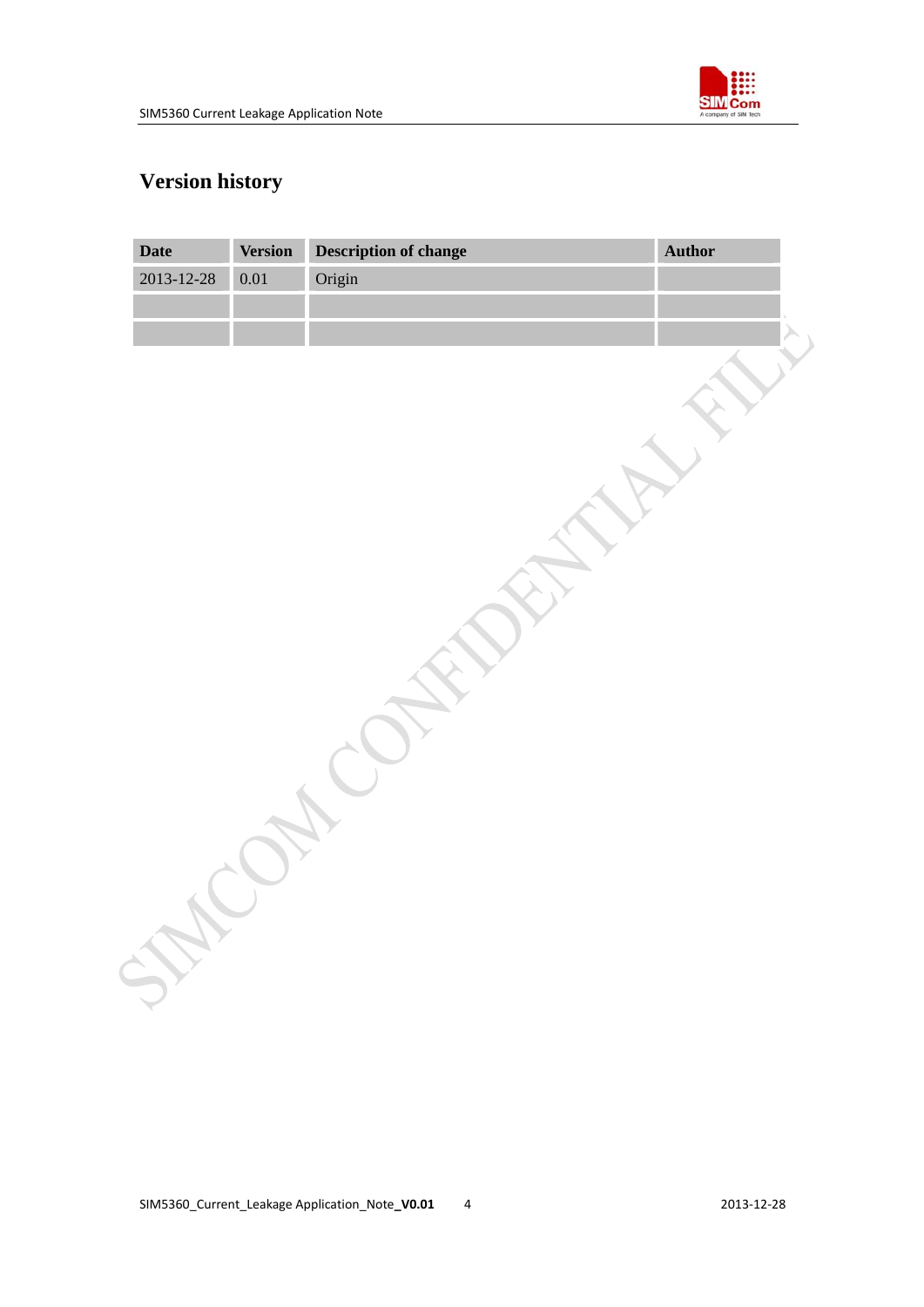# Version history

| Date | Version | Description of change | Author |
|---|---|---|---|
| 2013-12-28 | 0.01 | Origin | |
| | | | |
| | | | |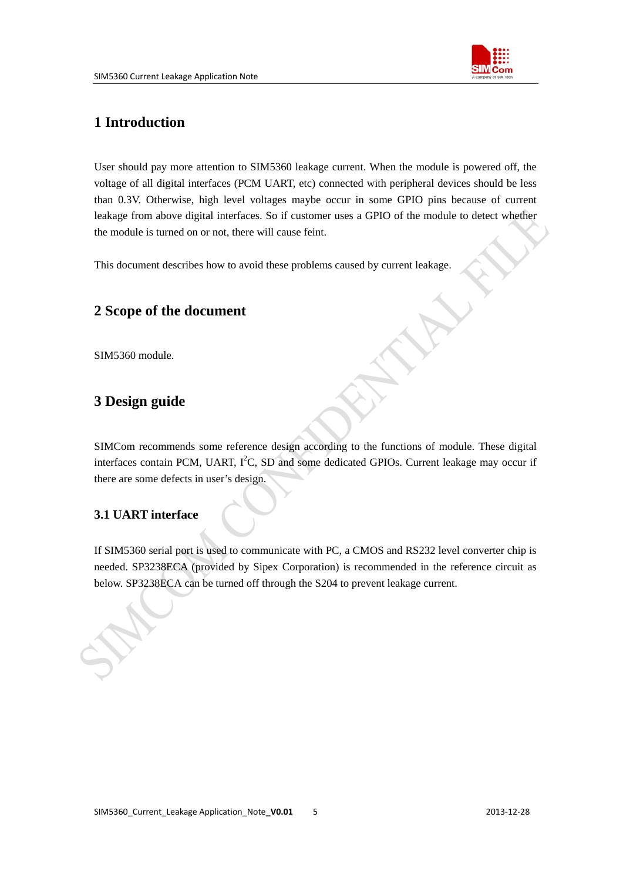# 1 Introduction

User should pay more attention to SIM5360 leakage current. When the module is powered off, the voltage of all digital interfaces (PCM UART, etc) connected with peripheral devices should be less than 0.3V. Otherwise, high level voltages maybe occur in some GPIO pins because of current leakage from above digital interfaces. So if customer uses a GPIO of the module to detect whether the module is turned on or not, there will cause feint.

This document describes how to avoid these problems caused by current leakage.

# 2 Scope of the document

SIM5360 module.

# 3 Design guide

SIMCom recommends some reference design according to the functions of module. These digital interfaces contain PCM, UART, $I^2C$, SD and some dedicated GPIOs. Current leakage may occur if there are some defects in user's design.

## 3.1 UART interface

If SIM5360 serial port is used to communicate with PC, a CMOS and RS232 level converter chip is needed. SP3238ECA (provided by Sipex Corporation) is recommended in the reference circuit as below. SP3238ECA can be turned off through the S204 to prevent leakage current.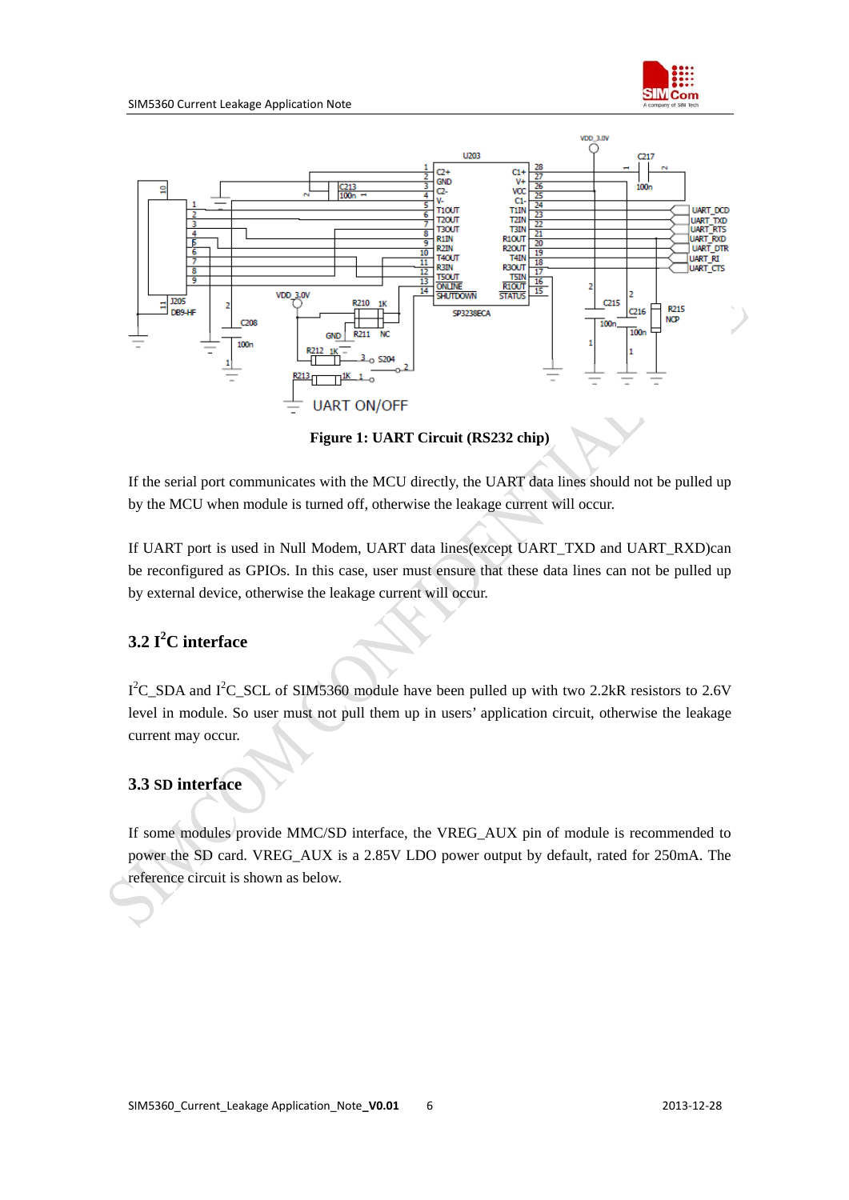**Figure 1: UART Circuit (RS232 chip)**

If the serial port communicates with the MCU directly, the UART data lines should not be pulled up by the MCU when module is turned off, otherwise the leakage current will occur.

If UART port is used in Null Modem, UART data lines(except UART_TXD and UART_RXD)can be reconfigured as GPIOs. In this case, user must ensure that these data lines can not be pulled up by external device, otherwise the leakage current will occur.

## 3.2 I²C interface

I²C_SDA and I²C_SCL of SIM5360 module have been pulled up with two 2.2kR resistors to 2.6V level in module. So user must not pull them up in users' application circuit, otherwise the leakage current may occur.

## 3.3 SD interface

If some modules provide MMC/SD interface, the VREG_AUX pin of module is recommended to power the SD card. VREG_AUX is a 2.85V LDO power output by default, rated for 250mA. The reference circuit is shown as below.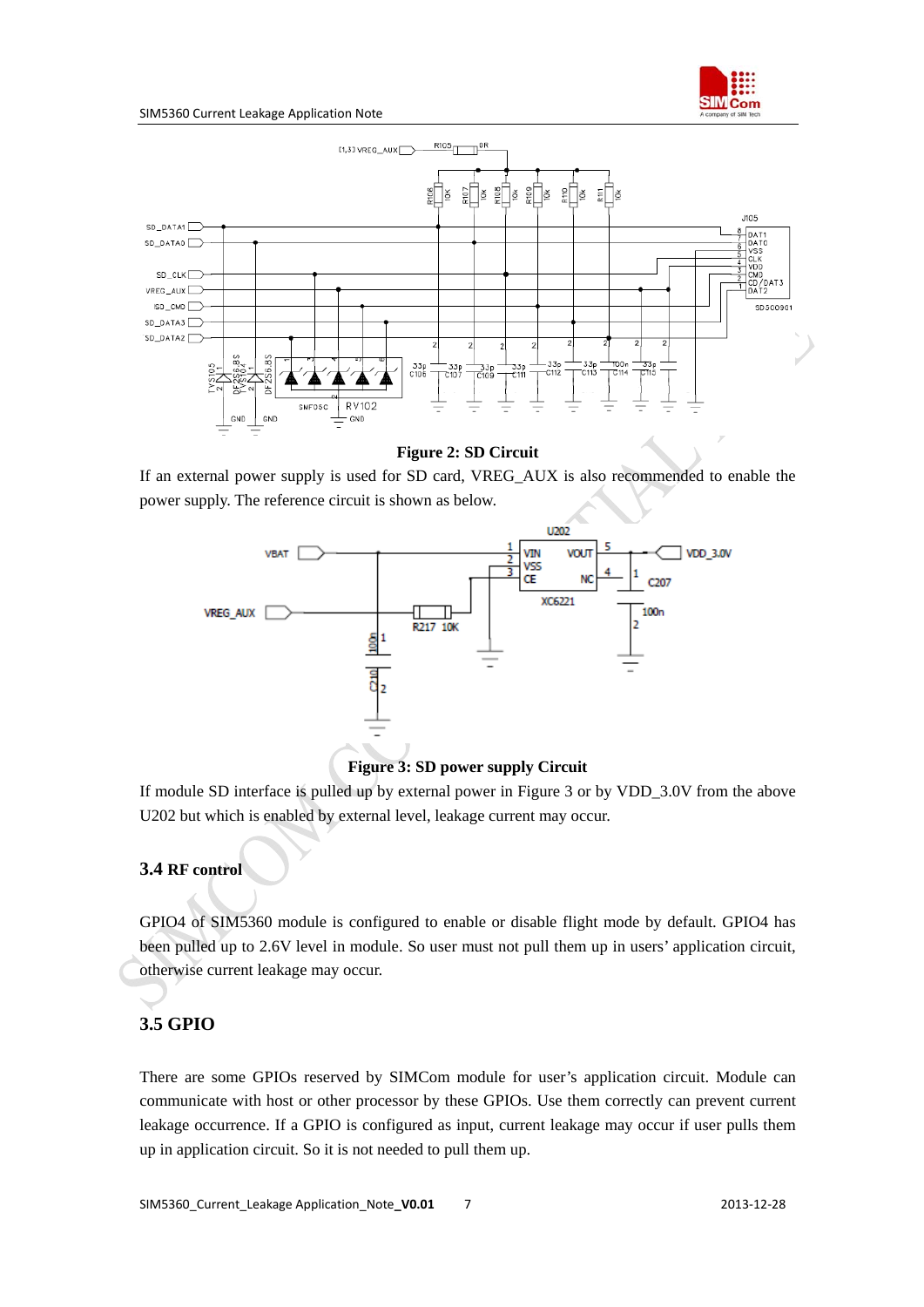**Figure 2: SD Circuit**

If an external power supply is used for SD card, VREG_AUX is also recommended to enable the power supply. The reference circuit is shown as below.

**Figure 3: SD power supply Circuit**

If module SD interface is pulled up by external power in Figure 3 or by VDD_3.0V from the above U202 but which is enabled by external level, leakage current may occur.

## 3.4 RF control

GPIO4 of SIM5360 module is configured to enable or disable flight mode by default. GPIO4 has been pulled up to 2.6V level in module. So user must not pull them up in users' application circuit, otherwise current leakage may occur.

## 3.5 GPIO

There are some GPIOs reserved by SIMCom module for user's application circuit. Module can communicate with host or other processor by these GPIOs. Use them correctly can prevent current leakage occurrence. If a GPIO is configured as input, current leakage may occur if user pulls them up in application circuit. So it is not needed to pull them up.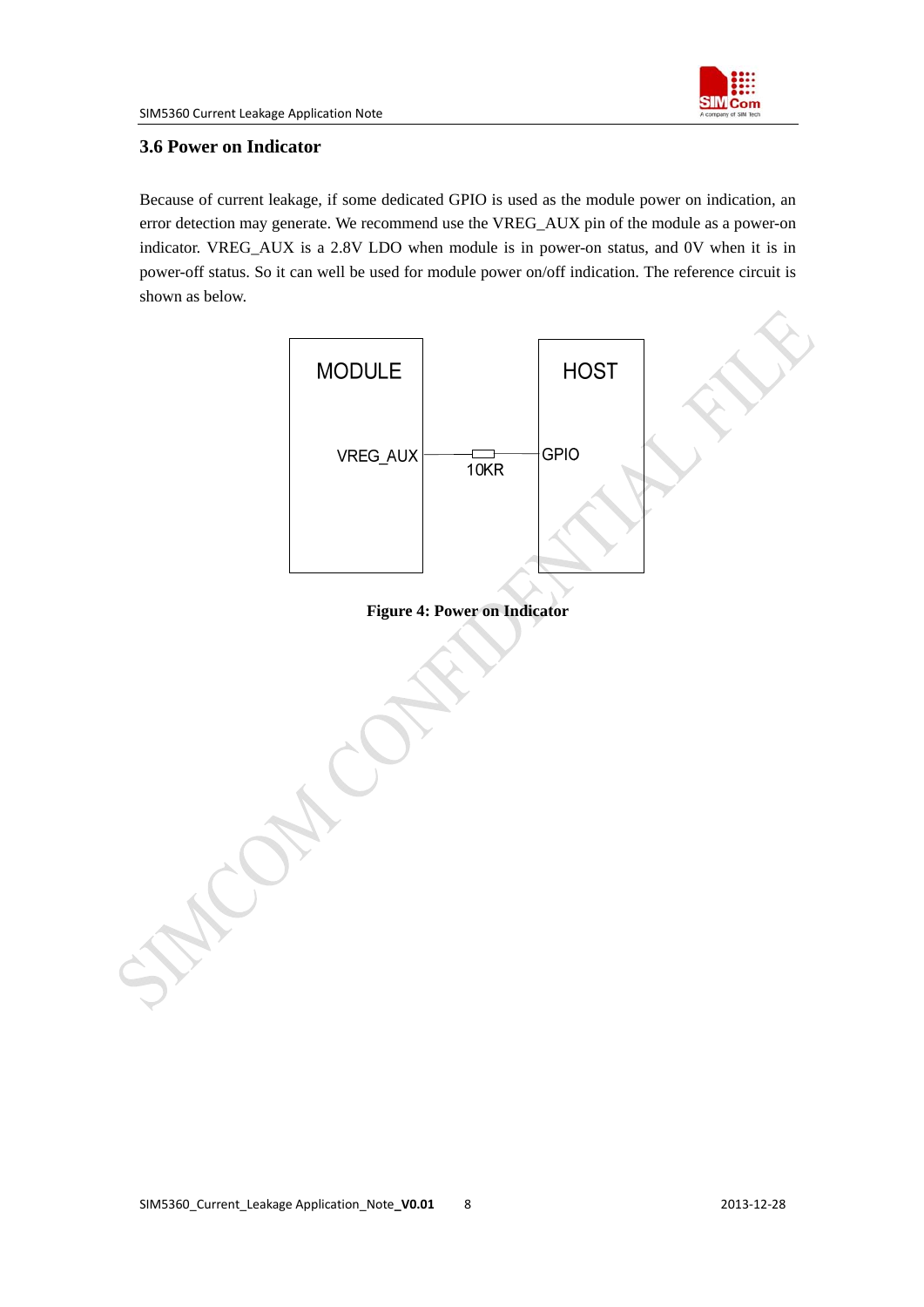### 3.6 Power on Indicator

Because of current leakage, if some dedicated GPIO is used as the module power on indication, an error detection may generate. We recommend use the VREG_AUX pin of the module as a power-on indicator. VREG_AUX is a 2.8V LDO when module is in power-on status, and 0V when it is in power-off status. So it can well be used for module power on/off indication. The reference circuit is shown as below.

MODULE

VREG_AUX

10KR

HOST

GPIO

**Figure 4: Power on Indicator**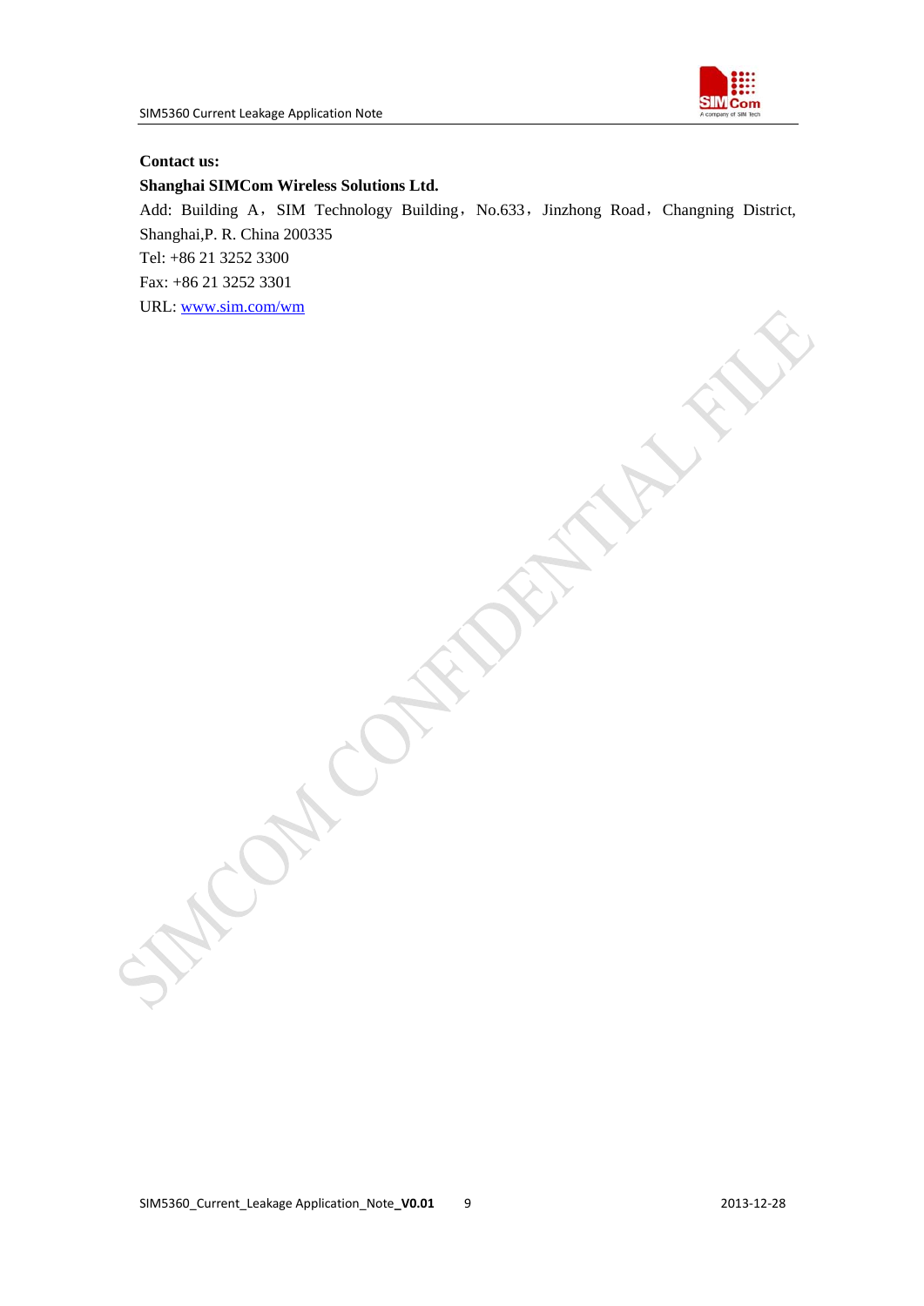**Contact us:**

**Shanghai SIMCom Wireless Solutions Ltd.**

Add: Building A，SIM Technology Building，No.633，Jinzhong Road，Changning District, Shanghai,P. R. China 200335

Tel: +86 21 3252 3300

Fax: +86 21 3252 3301

URL: www.sim.com/wm